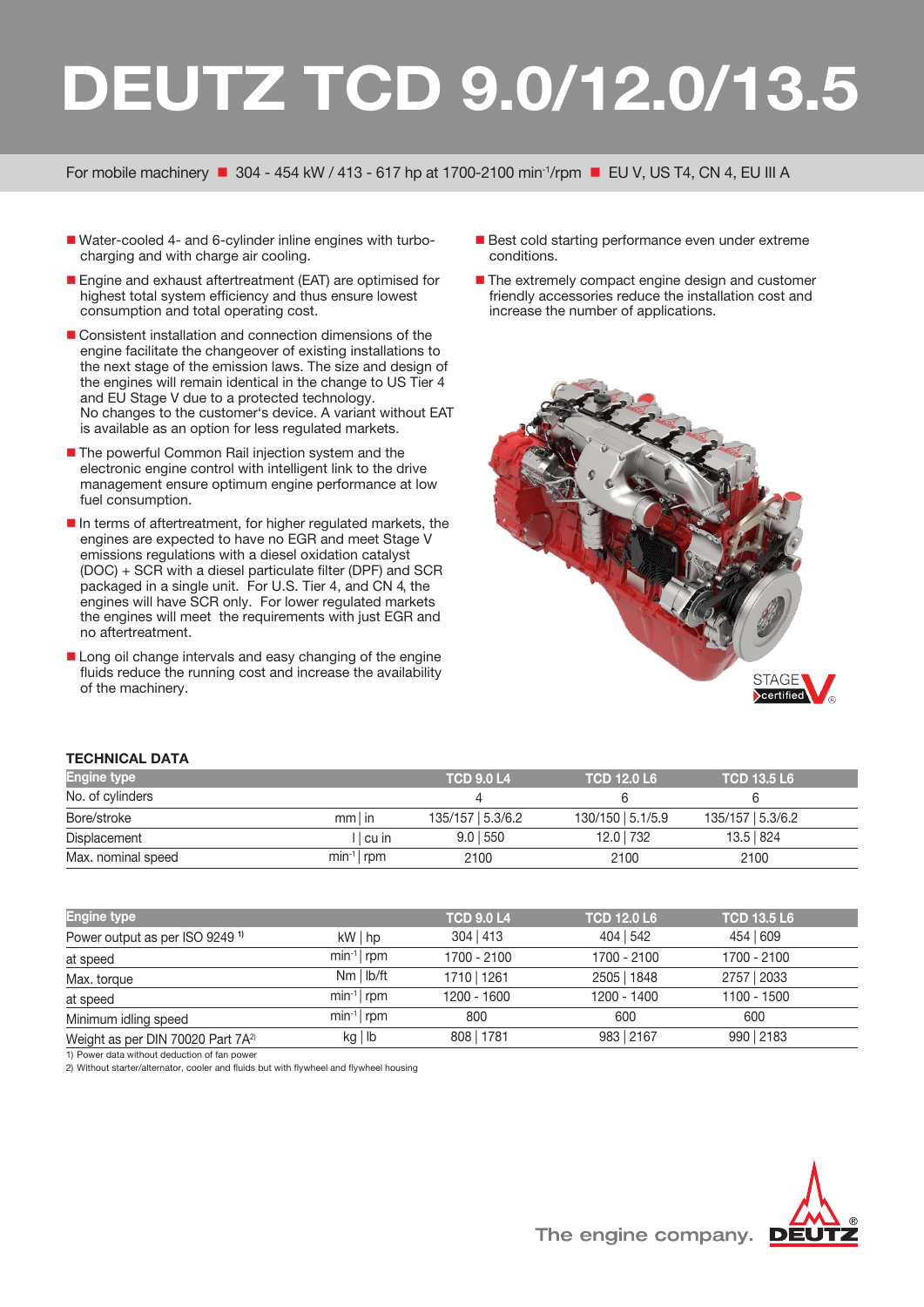# DEUTZ TCD 9.0/12.0/13.5

For mobile machinery ■ 304 - 454 kW / 413 - 617 hp at 1700-2100 $min^{-1}$/rpm ■ EU V, US T4, CN 4, EU III A

- Water-cooled 4- and 6-cylinder inline engines with turbo-charging and with charge air cooling.
- Engine and exhaust aftertreatment (EAT) are optimised for highest total system efficiency and thus ensure lowest consumption and total operating cost.
- Consistent installation and connection dimensions of the engine facilitate the changeover of existing installations to the next stage of the emission laws. The size and design of the engines will remain identical in the change to US Tier 4 and EU Stage V due to a protected technology. No changes to the customer's device. A variant without EAT is available as an option for less regulated markets.
- The powerful Common Rail injection system and the electronic engine control with intelligent link to the drive management ensure optimum engine performance at low fuel consumption.
- In terms of aftertreatment, for higher regulated markets, the engines are expected to have no EGR and meet Stage V emissions regulations with a diesel oxidation catalyst (DOC) + SCR with a diesel particulate filter (DPF) and SCR packaged in a single unit. For U.S. Tier 4, and CN 4, the engines will have SCR only. For lower regulated markets the engines will meet the requirements with just EGR and no aftertreatment.
- Long oil change intervals and easy changing of the engine fluids reduce the running cost and increase the availability of the machinery.
- Best cold starting performance even under extreme conditions.
- The extremely compact engine design and customer friendly accessories reduce the installation cost and increase the number of applications.

STAGE V certified

### TECHNICAL DATA

| Engine type | | TCD 9.0 L4 | TCD 12.0 L6 | TCD 13.5 L6 |
|---|---|---|---|---|
| No. of cylinders | | 4 | 6 | 6 |
| Bore/stroke | mm \| in | 135/157 \| 5.3/6.2 | 130/150 \| 5.1/5.9 | 135/157 \| 5.3/6.2 |
| Displacement | l \| cu in | 9.0 \| 550 | 12.0 \| 732 | 13.5 \| 824 |
| Max. nominal speed | $min^{-1}$ \| rpm | 2100 | 2100 | 2100 |

| Engine type | | TCD 9.0 L4 | TCD 12.0 L6 | TCD 13.5 L6 |
|---|---|---|---|---|
| Power output as per ISO 9249 [1] | kW \| hp | 304 \| 413 | 404 \| 542 | 454 \| 609 |
| at speed | $min^{-1}$ \| rpm | 1700 - 2100 | 1700 - 2100 | 1700 - 2100 |
| Max. torque | Nm \| lb/ft | 1710 \| 1261 | 2505 \| 1848 | 2757 \| 2033 |
| at speed | $min^{-1}$ \| rpm | 1200 - 1600 | 1200 - 1400 | 1100 - 1500 |
| Minimum idling speed | $min^{-1}$ \| rpm | 800 | 600 | 600 |
| Weight as per DIN 70020 Part 7A [2] | kg \| lb | 808 \| 1781 | 983 \| 2167 | 990 \| 2183 |

1) Power data without deduction of fan power
2) Without starter/alternator, cooler and fluids but with flywheel and flywheel housing

The engine company. DEUTZ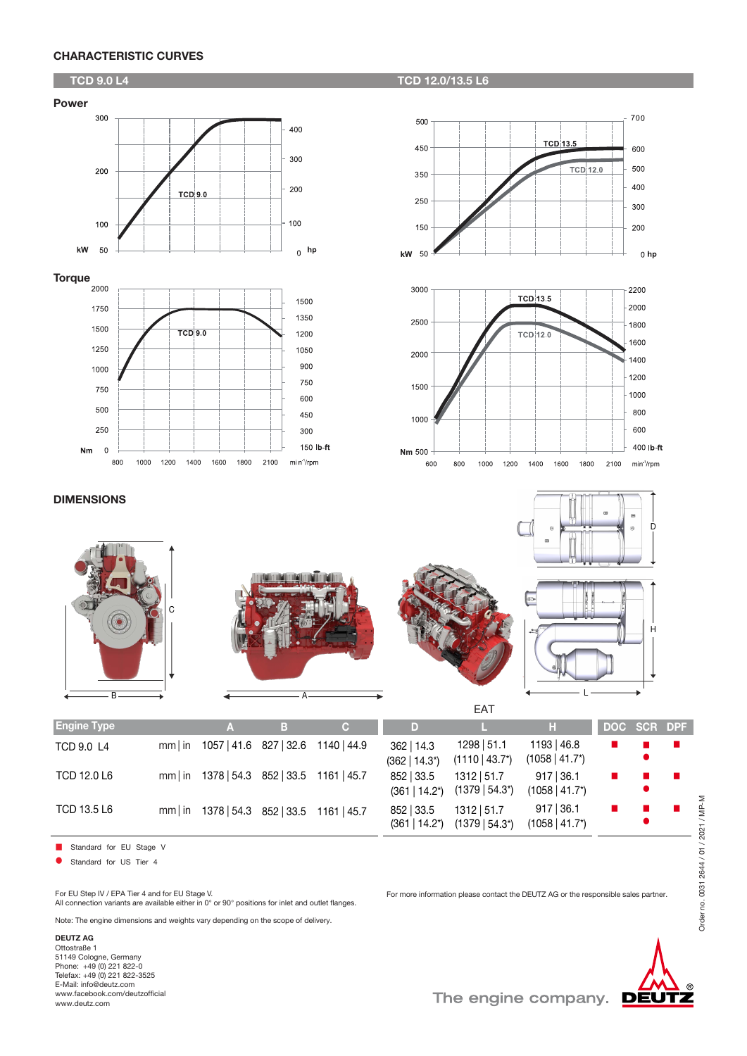## CHARACTERISTIC CURVES

### TCD 9.0 L4

**Power**

300
200
100
kW 50

400
300
200
100
0 hp

TCD 9.0

**Torque**

2000
1750
1500
1250
1000
750
500
250
Nm 0

1500
1350
1200
1050
900
750
600
450
300
150 lb-ft

TCD 9.0

800 1000 1200 1400 1600 1800 2100 min⁻¹/rpm

### TCD 12.0/13.5 L6

500
450
350
250
150
kW 50

700
600
500
400
300
200
0 hp

TCD 13.5
TCD 12.0

3000
2500
2000
1500
1000
Nm 500

2200
2000
1800
1600
1400
1200
1000
800
600
400 lb-ft

TCD 13.5
TCD 12.0

600 800 1000 1200 1400 1600 1800 2100 min⁻¹/rpm

## DIMENSIONS

C
B
A
D
H
L

EAT

| Engine Type | | A | B | C | D | L | H | DOC | SCR | DPF |
|---|---|---|---|---|---|---|---|---|---|---|
| TCD 9.0 L4 | mm \| in | 1057 \| 41.6 | 827 \| 32.6 | 1140 \| 44.9 | 362 \| 14.3 (362 \| 14.3*) | 1298 \| 51.1 (1110 \| 43.7*) | 1193 \| 46.8 (1058 \| 41.7*) | ■ | ■ ● | ■ |
| TCD 12.0 L6 | mm \| in | 1378 \| 54.3 | 852 \| 33.5 | 1161 \| 45.7 | 852 \| 33.5 (361 \| 14.2*) | 1312 \| 51.7 (1379 \| 54.3*) | 917 \| 36.1 (1058 \| 41.7*) | ■ | ■ ● | ■ |
| TCD 13.5 L6 | mm \| in | 1378 \| 54.3 | 852 \| 33.5 | 1161 \| 45.7 | 852 \| 33.5 (361 \| 14.2*) | 1312 \| 51.7 (1379 \| 54.3*) | 917 \| 36.1 (1058 \| 41.7*) | ■ | ■ ● | ■ |

■ Standard for EU Stage V
● Standard for US Tier 4

For EU Step IV / EPA Tier 4 and for EU Stage V.
All connection variants are available either in 0° or 90° positions for inlet and outlet flanges.

Note: The engine dimensions and weights vary depending on the scope of delivery.

For more information please contact the DEUTZ AG or the responsible sales partner.

**DEUTZ AG**
Ottostraße 1
51149 Cologne, Germany
Phone: +49 (0) 221 822-0
Telefax: +49 (0) 221 822-3525
E-Mail: info@deutz.com
www.facebook.com/deutzofficial
www.deutz.com

The engine company. DEUTZ

Order no. 0031 2644 / 01 / 2021 / MP-M